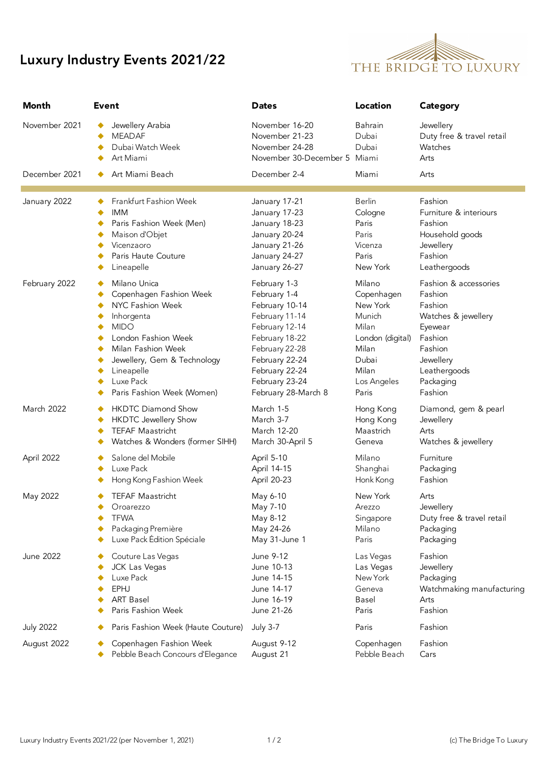# Luxury Industry Events 2021/22

THE BRIDGE TO LUXURY

| Month | Event | Dates | Location | Category |
|---|---|---|---|---|
| November 2021 | Jewellery Arabia | November 16-20 | Bahrain | Jewellery |
| | MEADAF | November 21-23 | Dubai | Duty free & travel retail |
| | Dubai Watch Week | November 24-28 | Dubai | Watches |
| | Art Miami | November 30-December 5 | Miami | Arts |
| December 2021 | Art Miami Beach | December 2-4 | Miami | Arts |
| January 2022 | Frankfurt Fashion Week | January 17-21 | Berlin | Fashion |
| | IMM | January 17-23 | Cologne | Furniture & interiours |
| | Paris Fashion Week (Men) | January 18-23 | Paris | Fashion |
| | Maison d'Objet | January 20-24 | Paris | Household goods |
| | Vicenzaoro | January 21-26 | Vicenza | Jewellery |
| | Paris Haute Couture | January 24-27 | Paris | Fashion |
| | Lineapelle | January 26-27 | New York | Leathergoods |
| February 2022 | Milano Unica | February 1-3 | Milano | Fashion & accessories |
| | Copenhagen Fashion Week | February 1-4 | Copenhagen | Fashion |
| | NYC Fashion Week | February 10-14 | New York | Fashion |
| | Inhorgenta | February 11-14 | Munich | Watches & jewellery |
| | MIDO | February 12-14 | Milan | Eyewear |
| | London Fashion Week | February 18-22 | London (digital) | Fashion |
| | Milan Fashion Week | February 22-28 | Milan | Fashion |
| | Jewellery, Gem & Technology | February 22-24 | Dubai | Jewellery |
| | Lineapelle | February 22-24 | Milan | Leathergoods |
| | Luxe Pack | February 23-24 | Los Angeles | Packaging |
| | Paris Fashion Week (Women) | February 28-March 8 | Paris | Fashion |
| March 2022 | HKDTC Diamond Show | March 1-5 | Hong Kong | Diamond, gem & pearl |
| | HKDTC Jewellery Show | March 3-7 | Hong Kong | Jewellery |
| | TEFAF Maastricht | March 12-20 | Maastricht | Arts |
| | Watches & Wonders (former SIHH) | March 30-April 5 | Geneva | Watches & jewellery |
| April 2022 | Salone del Mobile | April 5-10 | Milano | Furniture |
| | Luxe Pack | April 14-15 | Shanghai | Packaging |
| | Hong Kong Fashion Week | April 20-23 | Honk Kong | Fashion |
| May 2022 | TEFAF Maastricht | May 6-10 | New York | Arts |
| | Oroarezzo | May 7-10 | Arezzo | Jewellery |
| | TFWA | May 8-12 | Singapore | Duty free & travel retail |
| | Packaging Première | May 24-26 | Milano | Packaging |
| | Luxe Pack Édition Spéciale | May 31-June 1 | Paris | Packaging |
| June 2022 | Couture Las Vegas | June 9-12 | Las Vegas | Fashion |
| | JCK Las Vegas | June 10-13 | Las Vegas | Jewellery |
| | Luxe Pack | June 14-15 | New York | Packaging |
| | EPHJ | June 14-17 | Geneva | Watchmaking manufacturing |
| | ART Basel | June 16-19 | Basel | Arts |
| | Paris Fashion Week | June 21-26 | Paris | Fashion |
| July 2022 | Paris Fashion Week (Haute Couture) | July 3-7 | Paris | Fashion |
| August 2022 | Copenhagen Fashion Week | August 9-12 | Copenhagen | Fashion |
| | Pebble Beach Concours d'Elegance | August 21 | Pebble Beach | Cars |

Luxury Industry Events 2021/22 (per November 1, 2021) (c) The Bridge To Luxury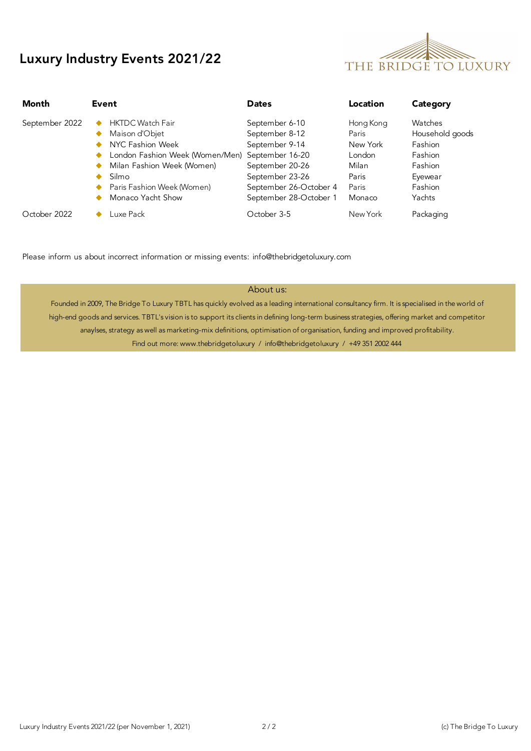# Luxury Industry Events 2021/22

THE BRIDGE TO LUXURY

| Month | Event | Dates | Location | Category |
|---|---|---|---|---|
| September 2022 | ◆ HKTDC Watch Fair | September 6-10 | Hong Kong | Watches |
| | ◆ Maison d'Objet | September 8-12 | Paris | Household goods |
| | ◆ NYC Fashion Week | September 9-14 | New York | Fashion |
| | ◆ London Fashion Week (Women/Men) | September 16-20 | London | Fashion |
| | ◆ Milan Fashion Week (Women) | September 20-26 | Milan | Fashion |
| | ◆ Silmo | September 23-26 | Paris | Eyewear |
| | ◆ Paris Fashion Week (Women) | September 26-October 4 | Paris | Fashion |
| | ◆ Monaco Yacht Show | September 28-October 1 | Monaco | Yachts |
| October 2022 | ◆ Luxe Pack | October 3-5 | New York | Packaging |

Please inform us about incorrect information or missing events: info@thebridgetoluxury.com

## About us:

Founded in 2009, The Bridge To Luxury TBTL has quickly evolved as a leading international consultancy firm. It is specialised in the world of high-end goods and services. TBTL's vision is to support its clients in defining long-term business strategies, offering market and competitor anaylses, strategy as well as marketing-mix definitions, optimisation of organisation, funding and improved profitability.

Find out more: www.thebridgetoluxury / info@thebridgetoluxury / +49 351 2002 444